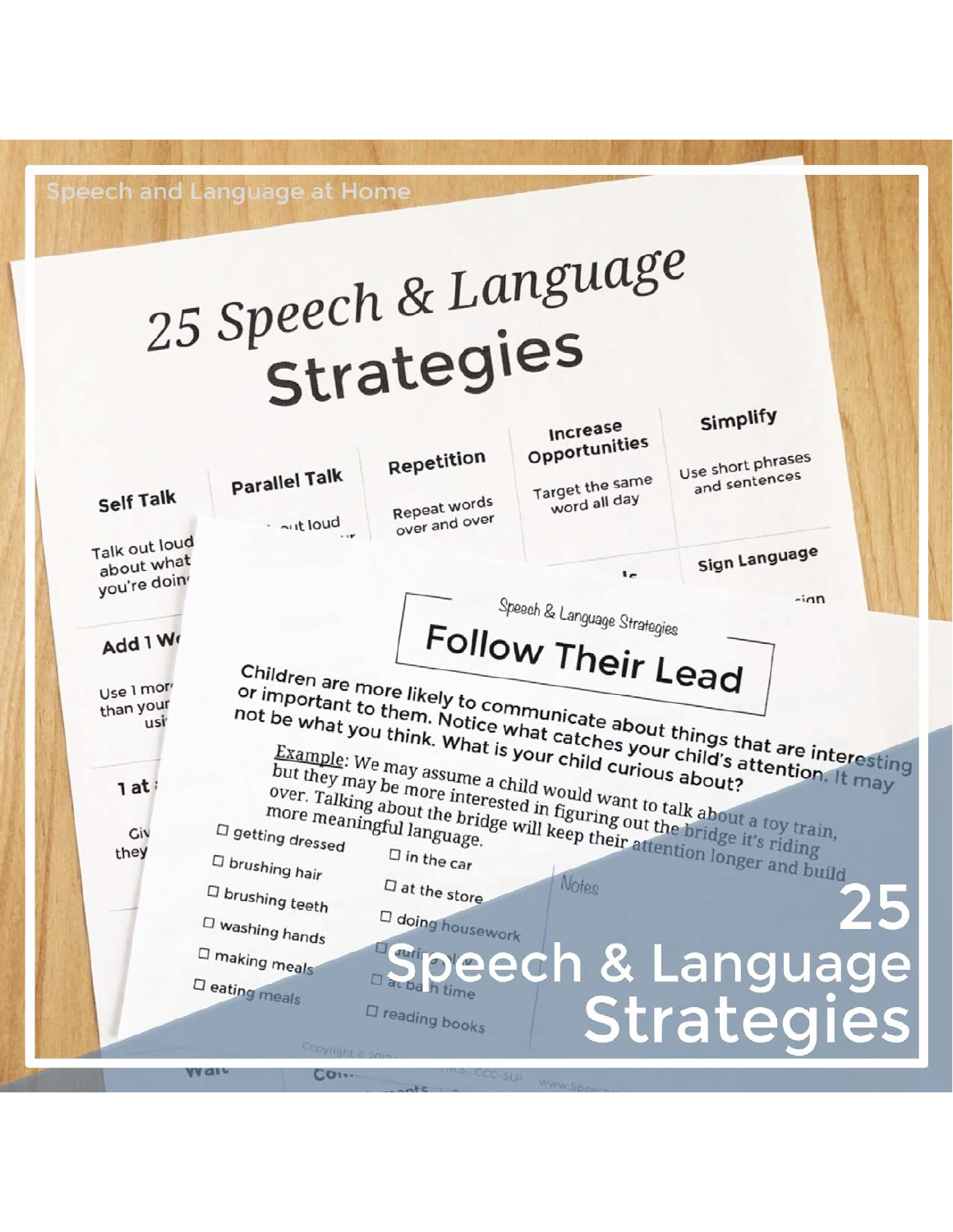Speech and Language at Home

# 25 Speech & Language Strategies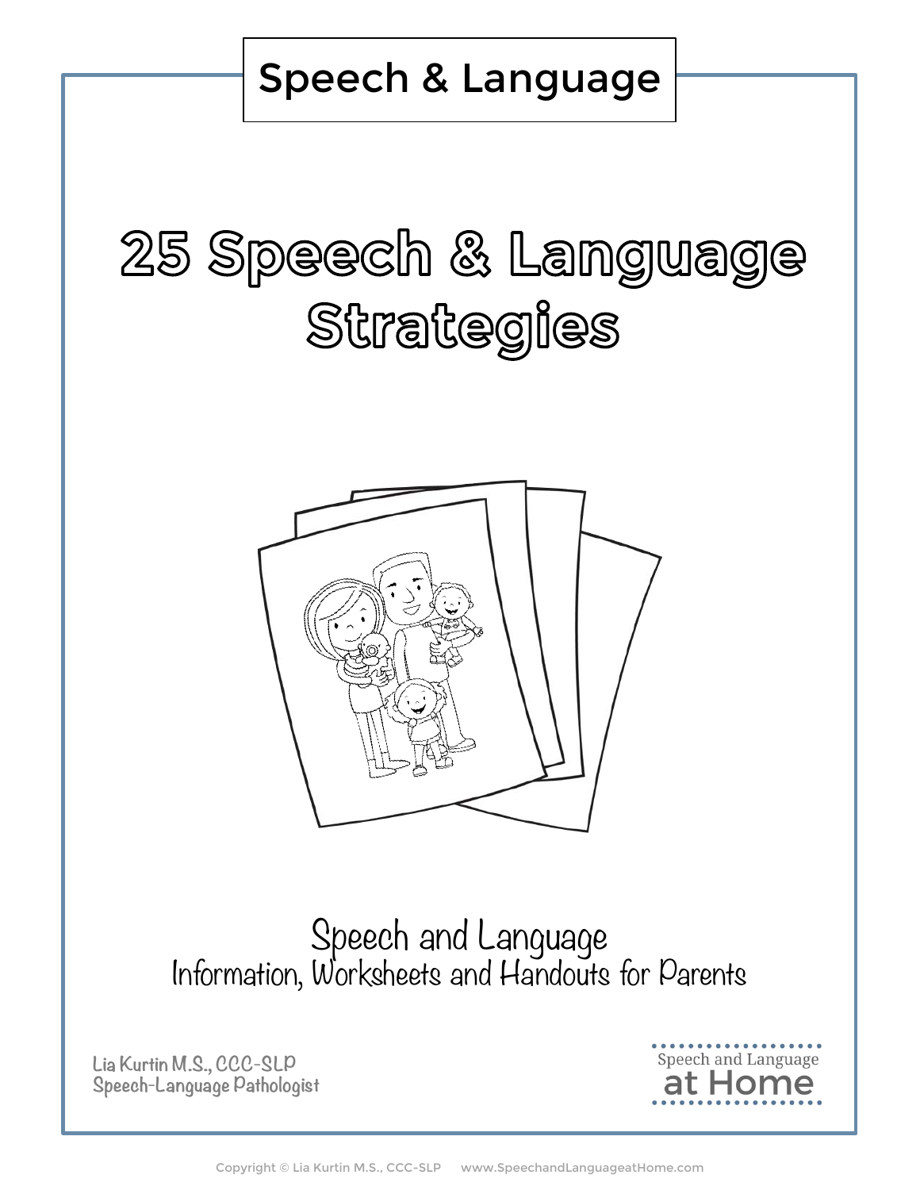Speech & Language

# 25 Speech & Language Strategies

Speech and Language
Information, Worksheets and Handouts for Parents

Lia Kurtin M.S., CCC-SLP
Speech-Language Pathologist

Speech and Language
at Home

Copyright © Lia Kurtin M.S., CCC-SLP www.SpeechandLanguageatHome.com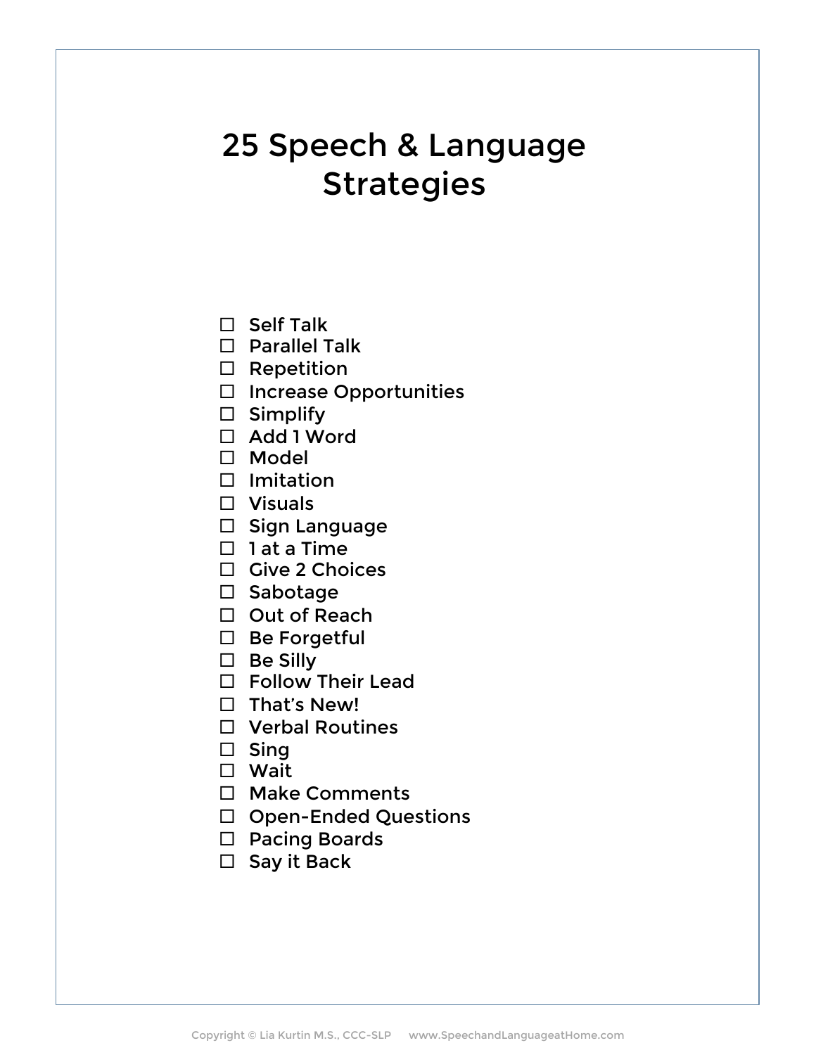# 25 Speech & Language Strategies

- ☐ Self Talk
- ☐ Parallel Talk
- ☐ Repetition
- ☐ Increase Opportunities
- ☐ Simplify
- ☐ Add 1 Word
- ☐ Model
- ☐ Imitation
- ☐ Visuals
- ☐ Sign Language
- ☐ 1 at a Time
- ☐ Give 2 Choices
- ☐ Sabotage
- ☐ Out of Reach
- ☐ Be Forgetful
- ☐ Be Silly
- ☐ Follow Their Lead
- ☐ That's New!
- ☐ Verbal Routines
- ☐ Sing
- ☐ Wait
- ☐ Make Comments
- ☐ Open-Ended Questions
- ☐ Pacing Boards
- ☐ Say it Back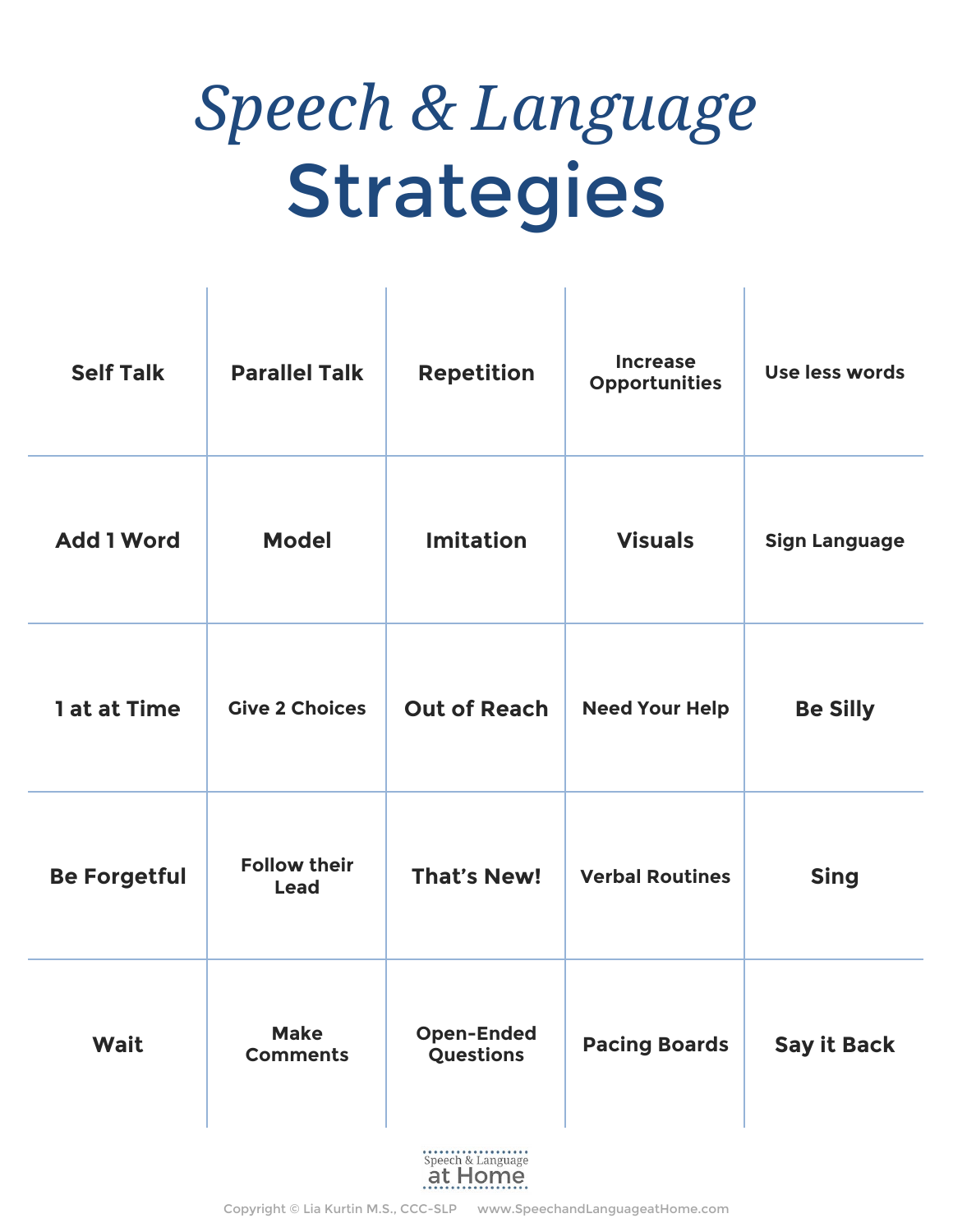# *Speech & Language*
# Strategies

| | | | | |
|---|---|---|---|---|
| Self Talk | Parallel Talk | Repetition | Increase Opportunities | Use less words |
| Add 1 Word | Model | Imitation | Visuals | Sign Language |
| 1 at at Time | Give 2 Choices | Out of Reach | Need Your Help | Be Silly |
| Be Forgetful | Follow their Lead | That's New! | Verbal Routines | Sing |
| Wait | Make Comments | Open-Ended Questions | Pacing Boards | Say it Back |

Speech & Language at Home

Copyright © Lia Kurtin M.S., CCC-SLP www.SpeechandLanguageatHome.com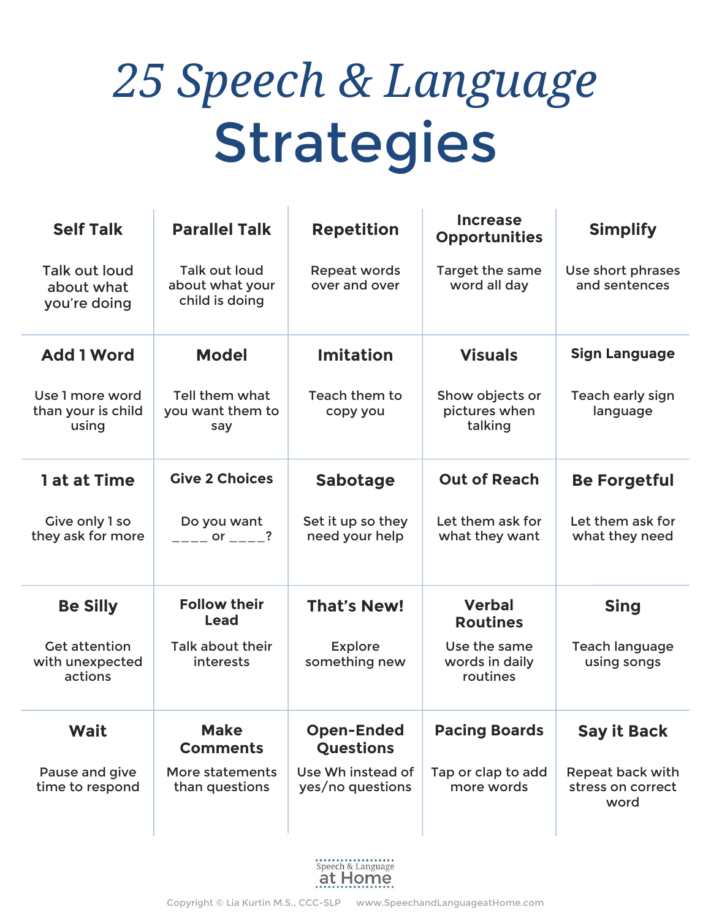# 25 Speech & Language Strategies

| | | | | |
|---|---|---|---|---|
| **Self Talk**<br>Talk out loud about what you're doing | **Parallel Talk**<br>Talk out loud about what your child is doing | **Repetition**<br>Repeat words over and over | **Increase Opportunities**<br>Target the same word all day | **Simplify**<br>Use short phrases and sentences |
| **Add 1 Word**<br>Use 1 more word than your is child using | **Model**<br>Tell them what you want them to say | **Imitation**<br>Teach them to copy you | **Visuals**<br>Show objects or pictures when talking | **Sign Language**<br>Teach early sign language |
| **1 at at Time**<br>Give only 1 so they ask for more | **Give 2 Choices**<br>Do you want ____ or ____? | **Sabotage**<br>Set it up so they need your help | **Out of Reach**<br>Let them ask for what they want | **Be Forgetful**<br>Let them ask for what they need |
| **Be Silly**<br>Get attention with unexpected actions | **Follow their Lead**<br>Talk about their interests | **That's New!**<br>Explore something new | **Verbal Routines**<br>Use the same words in daily routines | **Sing**<br>Teach language using songs |
| **Wait**<br>Pause and give time to respond | **Make Comments**<br>More statements than questions | **Open-Ended Questions**<br>Use Wh instead of yes/no questions | **Pacing Boards**<br>Tap or clap to add more words | **Say it Back**<br>Repeat back with stress on correct word |

Speech & Language at Home

Copyright © Lia Kurtin M.S., CCC-SLP www.SpeechandLanguageatHome.com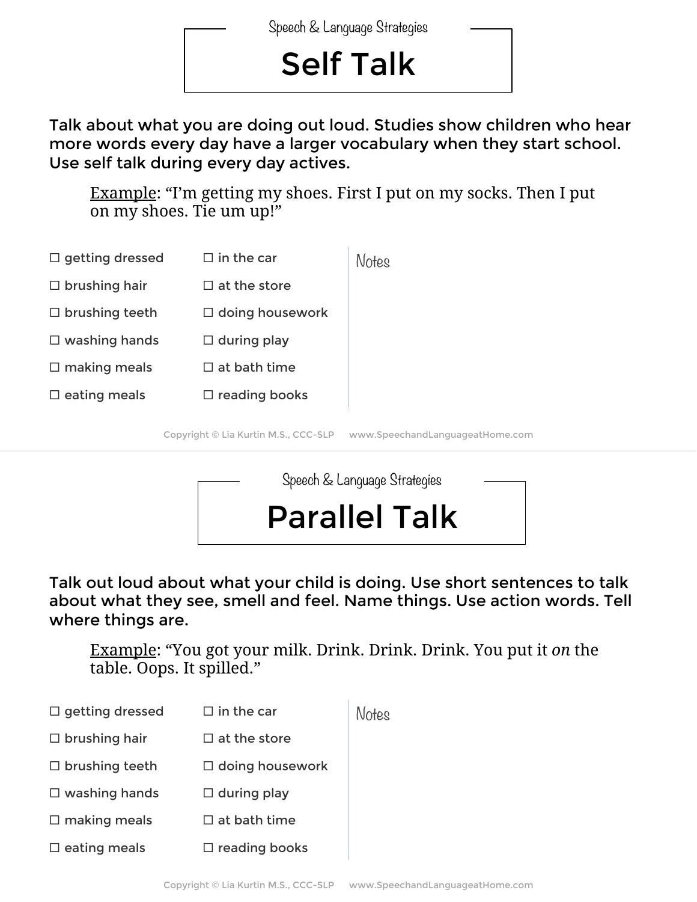Speech & Language Strategies

# Self Talk

Talk about what you are doing out loud. Studies show children who hear more words every day have a larger vocabulary when they start school. Use self talk during every day actives.

> Example: "I'm getting my shoes. First I put on my socks. Then I put on my shoes. Tie um up!"

☐ getting dressed
☐ brushing hair
☐ brushing teeth
☐ washing hands
☐ making meals
☐ eating meals
☐ in the car
☐ at the store
☐ doing housework
☐ during play
☐ at bath time
☐ reading books

Notes

Copyright © Lia Kurtin M.S., CCC-SLP www.SpeechandLanguageatHome.com

Speech & Language Strategies

# Parallel Talk

Talk out loud about what your child is doing. Use short sentences to talk about what they see, smell and feel. Name things. Use action words. Tell where things are.

> Example: "You got your milk. Drink. Drink. Drink. You put it *on* the table. Oops. It spilled."

☐ getting dressed
☐ brushing hair
☐ brushing teeth
☐ washing hands
☐ making meals
☐ eating meals
☐ in the car
☐ at the store
☐ doing housework
☐ during play
☐ at bath time
☐ reading books

Notes

Copyright © Lia Kurtin M.S., CCC-SLP www.SpeechandLanguageatHome.com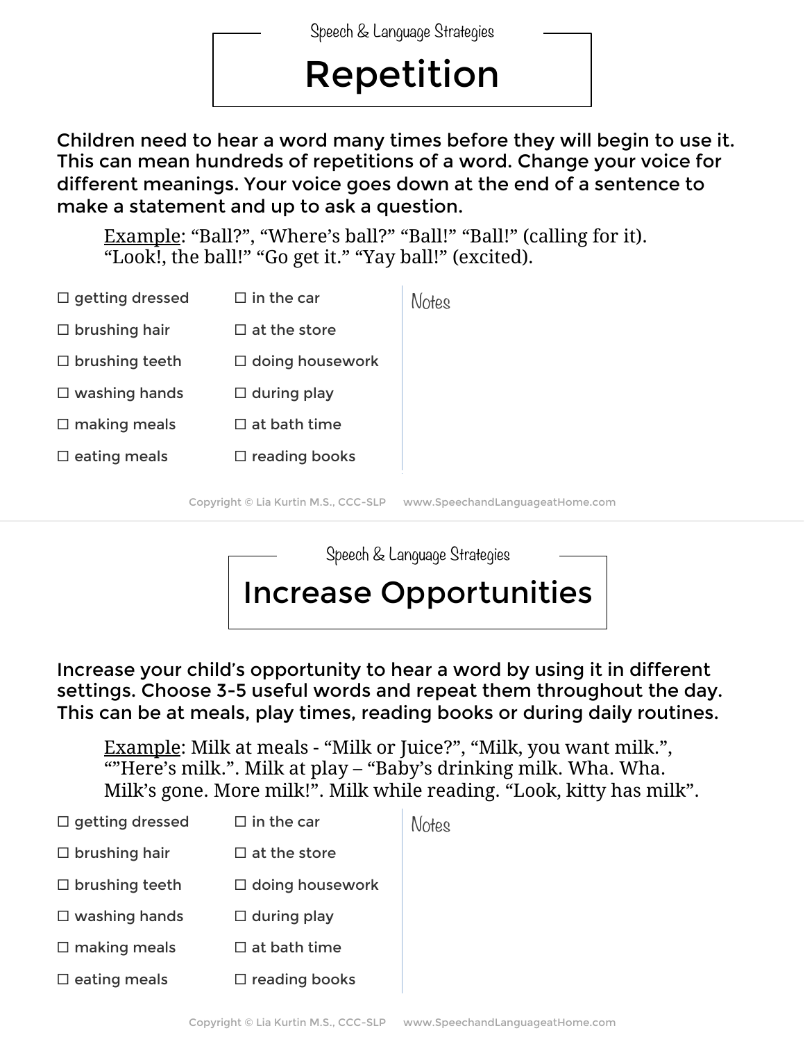Speech & Language Strategies

# Repetition

Children need to hear a word many times before they will begin to use it. This can mean hundreds of repetitions of a word. Change your voice for different meanings. Your voice goes down at the end of a sentence to make a statement and up to ask a question.

> Example: “Ball?”, “Where’s ball?” “Ball!” “Ball!” (calling for it). “Look!, the ball!” “Go get it.” “Yay ball!” (excited).

☐ getting dressed
☐ brushing hair
☐ brushing teeth
☐ washing hands
☐ making meals
☐ eating meals
☐ in the car
☐ at the store
☐ doing housework
☐ during play
☐ at bath time
☐ reading books

Notes

Copyright © Lia Kurtin M.S., CCC-SLP www.SpeechandLanguageatHome.com

Speech & Language Strategies

# Increase Opportunities

Increase your child’s opportunity to hear a word by using it in different settings. Choose 3-5 useful words and repeat them throughout the day. This can be at meals, play times, reading books or during daily routines.

> Example: Milk at meals - “Milk or Juice?”, “Milk, you want milk.”, “”Here’s milk.”. Milk at play – “Baby’s drinking milk. Wha. Wha. Milk’s gone. More milk!”. Milk while reading. “Look, kitty has milk”.

☐ getting dressed
☐ brushing hair
☐ brushing teeth
☐ washing hands
☐ making meals
☐ eating meals
☐ in the car
☐ at the store
☐ doing housework
☐ during play
☐ at bath time
☐ reading books

Notes

Copyright © Lia Kurtin M.S., CCC-SLP www.SpeechandLanguageatHome.com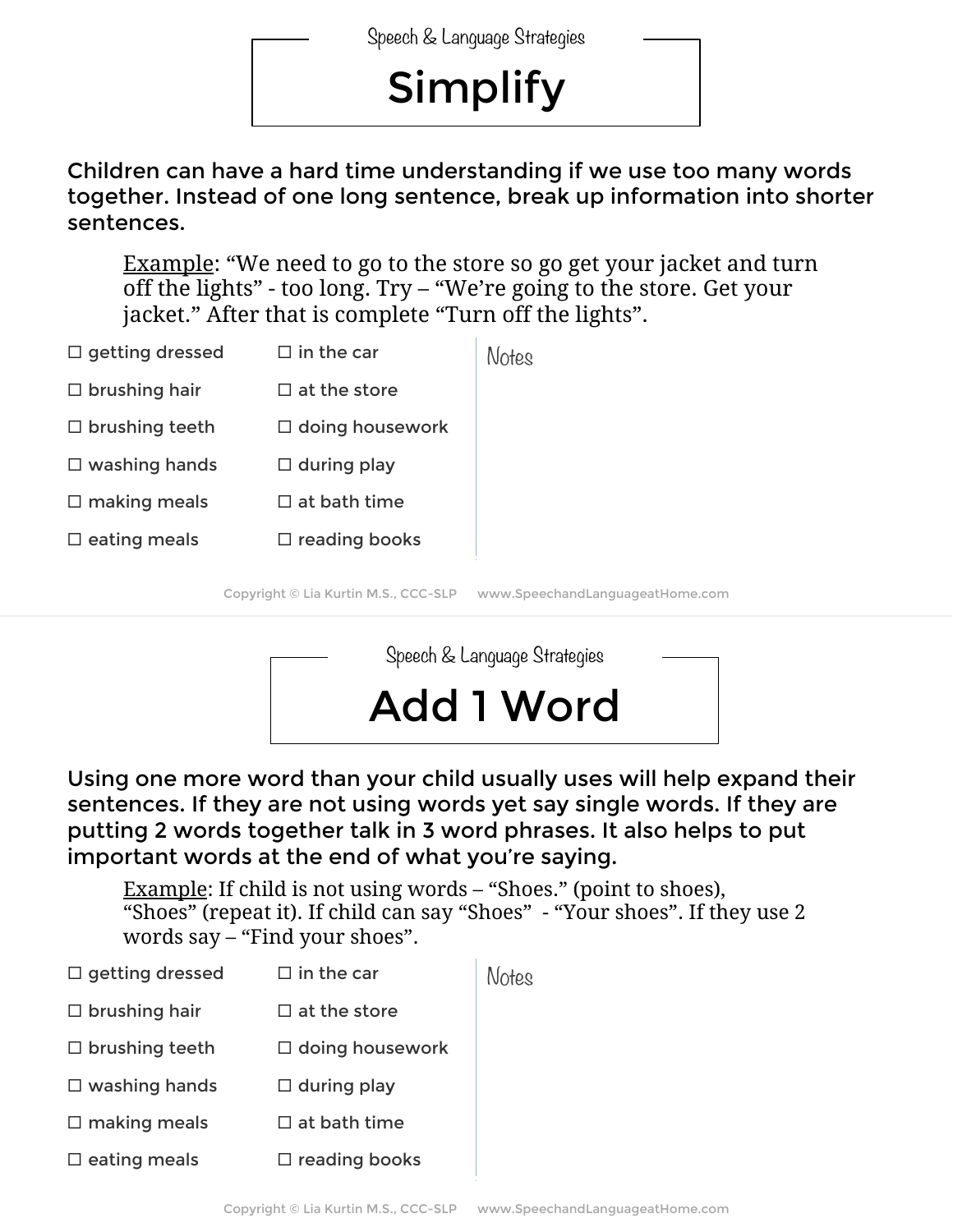Speech & Language Strategies

# Simplify

Children can have a hard time understanding if we use too many words together. Instead of one long sentence, break up information into shorter sentences.

> Example: "We need to go to the store so go get your jacket and turn off the lights" - too long. Try – "We're going to the store. Get your jacket." After that is complete "Turn off the lights".

| | | Notes |
|---|---|---|
| ☐ getting dressed | ☐ in the car | |
| ☐ brushing hair | ☐ at the store | |
| ☐ brushing teeth | ☐ doing housework | |
| ☐ washing hands | ☐ during play | |
| ☐ making meals | ☐ at bath time | |
| ☐ eating meals | ☐ reading books | |

Copyright © Lia Kurtin M.S., CCC-SLP www.SpeechandLanguageatHome.com

Speech & Language Strategies

# Add 1 Word

Using one more word than your child usually uses will help expand their sentences. If they are not using words yet say single words. If they are putting 2 words together talk in 3 word phrases. It also helps to put important words at the end of what you're saying.

> Example: If child is not using words – "Shoes." (point to shoes), "Shoes" (repeat it). If child can say "Shoes" - "Your shoes". If they use 2 words say – "Find your shoes".

| | | Notes |
|---|---|---|
| ☐ getting dressed | ☐ in the car | |
| ☐ brushing hair | ☐ at the store | |
| ☐ brushing teeth | ☐ doing housework | |
| ☐ washing hands | ☐ during play | |
| ☐ making meals | ☐ at bath time | |
| ☐ eating meals | ☐ reading books | |

Copyright © Lia Kurtin M.S., CCC-SLP www.SpeechandLanguageatHome.com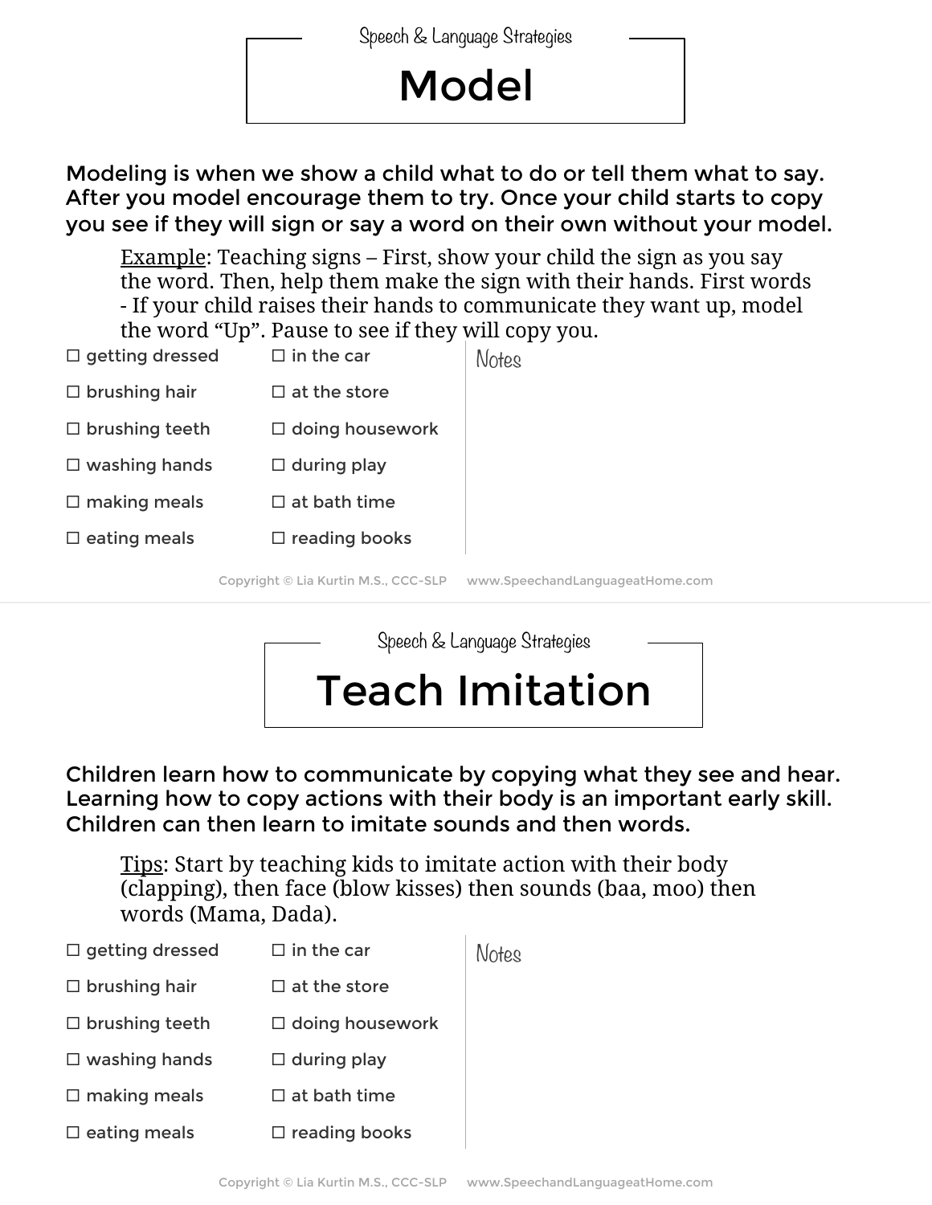Speech & Language Strategies

# Model

**Modeling is when we show a child what to do or tell them what to say. After you model encourage them to try. Once your child starts to copy you see if they will sign or say a word on their own without your model.**

> <u>Example</u>: Teaching signs – First, show your child the sign as you say the word. Then, help them make the sign with their hands. First words - If your child raises their hands to communicate they want up, model the word "Up". Pause to see if they will copy you.

- ☐ getting dressed
- ☐ brushing hair
- ☐ brushing teeth
- ☐ washing hands
- ☐ making meals
- ☐ eating meals
- ☐ in the car
- ☐ at the store
- ☐ doing housework
- ☐ during play
- ☐ at bath time
- ☐ reading books

Notes

Copyright © Lia Kurtin M.S., CCC-SLP www.SpeechandLanguageatHome.com

---

Speech & Language Strategies

# Teach Imitation

**Children learn how to communicate by copying what they see and hear. Learning how to copy actions with their body is an important early skill. Children can then learn to imitate sounds and then words.**

> <u>Tips</u>: Start by teaching kids to imitate action with their body (clapping), then face (blow kisses) then sounds (baa, moo) then words (Mama, Dada).

- ☐ getting dressed
- ☐ brushing hair
- ☐ brushing teeth
- ☐ washing hands
- ☐ making meals
- ☐ eating meals
- ☐ in the car
- ☐ at the store
- ☐ doing housework
- ☐ during play
- ☐ at bath time
- ☐ reading books

Notes

Copyright © Lia Kurtin M.S., CCC-SLP www.SpeechandLanguageatHome.com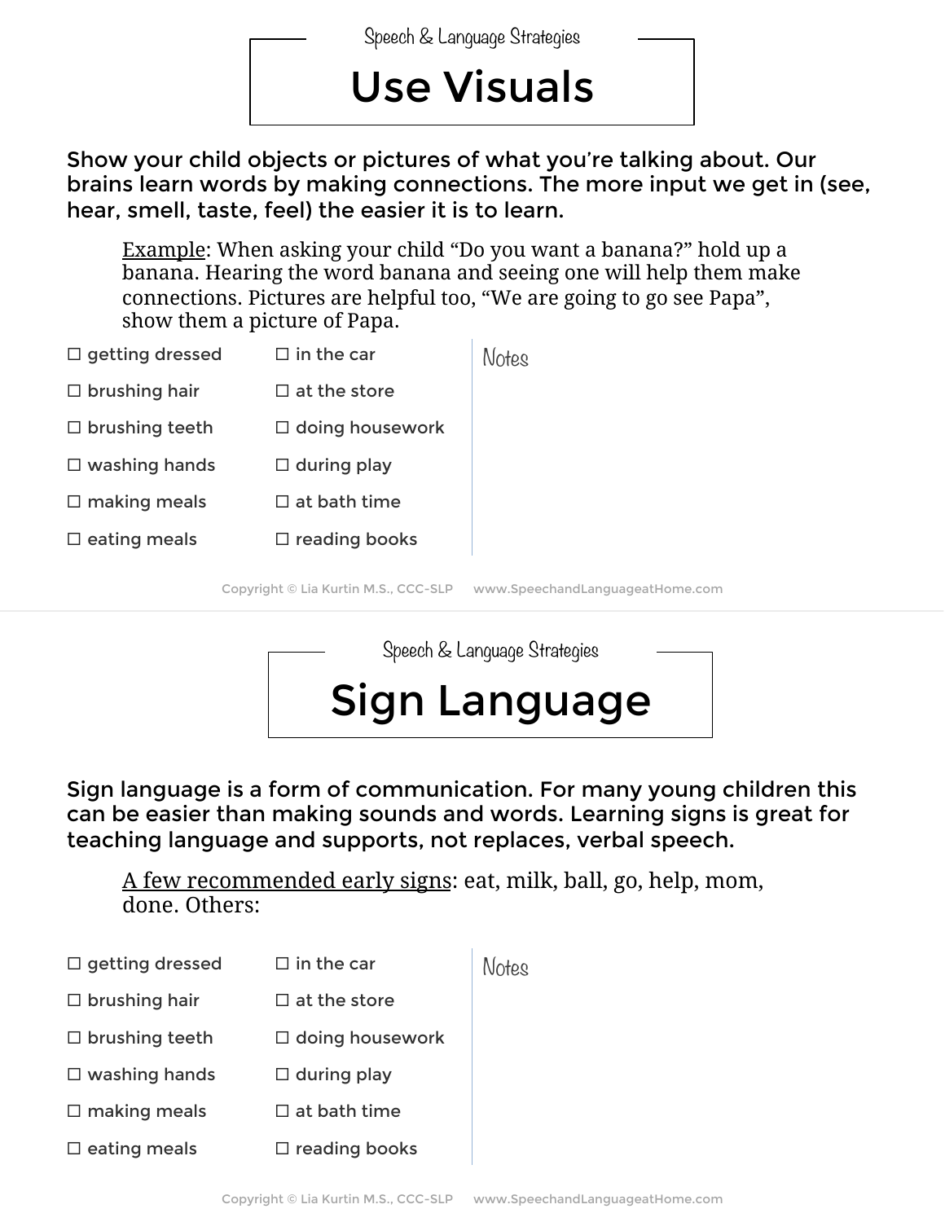Speech & Language Strategies

# Use Visuals

**Show your child objects or pictures of what you're talking about. Our brains learn words by making connections. The more input we get in (see, hear, smell, taste, feel) the easier it is to learn.**

> Example: When asking your child "Do you want a banana?" hold up a banana. Hearing the word banana and seeing one will help them make connections. Pictures are helpful too, "We are going to go see Papa", show them a picture of Papa.

- ☐ getting dressed
- ☐ brushing hair
- ☐ brushing teeth
- ☐ washing hands
- ☐ making meals
- ☐ eating meals
- ☐ in the car
- ☐ at the store
- ☐ doing housework
- ☐ during play
- ☐ at bath time
- ☐ reading books

Notes

Copyright © Lia Kurtin M.S., CCC-SLP www.SpeechandLanguageatHome.com

Speech & Language Strategies

# Sign Language

**Sign language is a form of communication. For many young children this can be easier than making sounds and words. Learning signs is great for teaching language and supports, not replaces, verbal speech.**

> A few recommended early signs: eat, milk, ball, go, help, mom, done. Others:

- ☐ getting dressed
- ☐ brushing hair
- ☐ brushing teeth
- ☐ washing hands
- ☐ making meals
- ☐ eating meals
- ☐ in the car
- ☐ at the store
- ☐ doing housework
- ☐ during play
- ☐ at bath time
- ☐ reading books

Notes

Copyright © Lia Kurtin M.S., CCC-SLP www.SpeechandLanguageatHome.com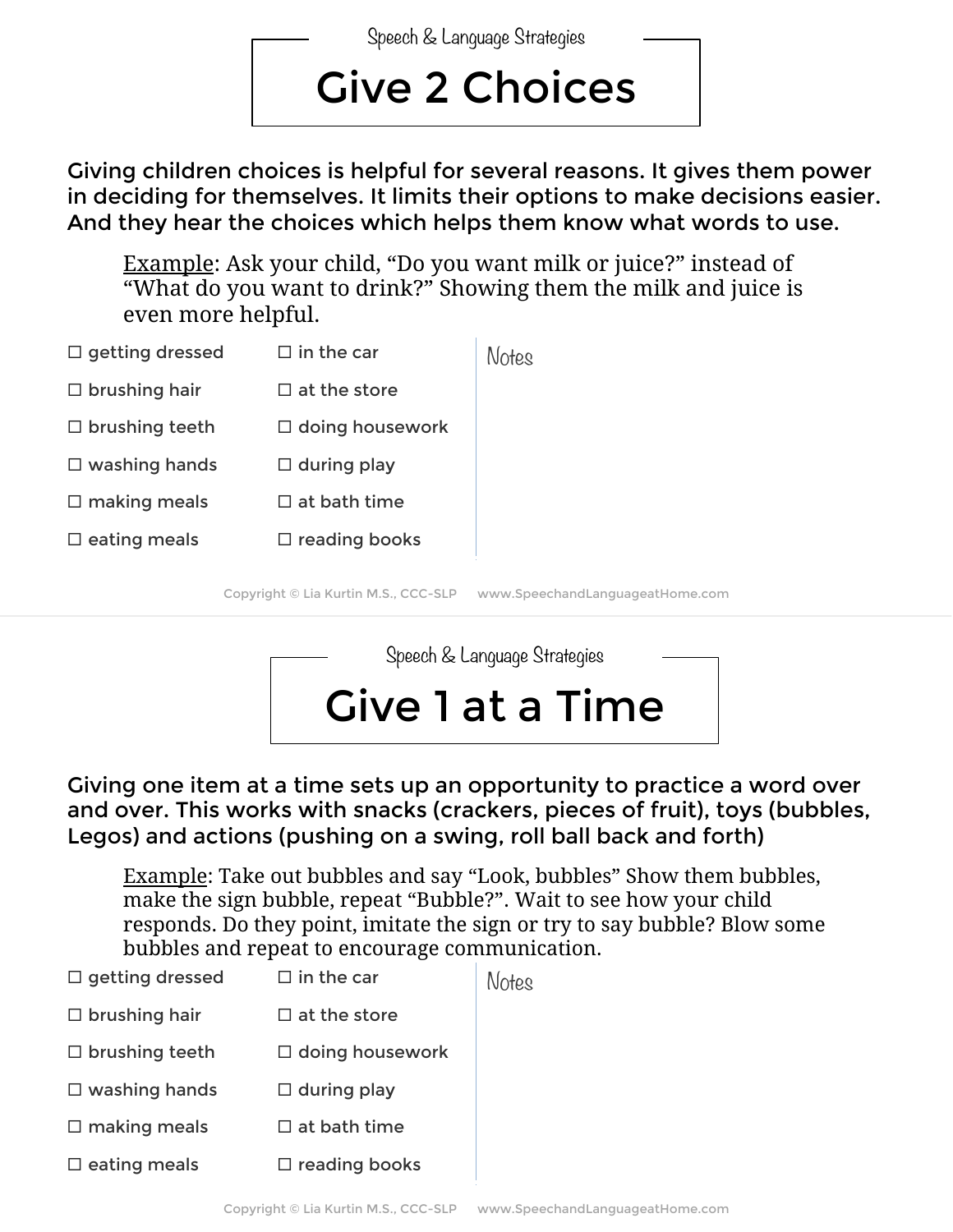Speech & Language Strategies

# Give 2 Choices

Giving children choices is helpful for several reasons. It gives them power in deciding for themselves. It limits their options to make decisions easier. And they hear the choices which helps them know what words to use.

> Example: Ask your child, "Do you want milk or juice?" instead of "What do you want to drink?" Showing them the milk and juice is even more helpful.

- ☐ getting dressed
- ☐ brushing hair
- ☐ brushing teeth
- ☐ washing hands
- ☐ making meals
- ☐ eating meals
- ☐ in the car
- ☐ at the store
- ☐ doing housework
- ☐ during play
- ☐ at bath time
- ☐ reading books

Notes

Copyright © Lia Kurtin M.S., CCC-SLP www.SpeechandLanguageatHome.com

Speech & Language Strategies

# Give 1 at a Time

Giving one item at a time sets up an opportunity to practice a word over and over. This works with snacks (crackers, pieces of fruit), toys (bubbles, Legos) and actions (pushing on a swing, roll ball back and forth)

> Example: Take out bubbles and say "Look, bubbles" Show them bubbles, make the sign bubble, repeat "Bubble?". Wait to see how your child responds. Do they point, imitate the sign or try to say bubble? Blow some bubbles and repeat to encourage communication.

- ☐ getting dressed
- ☐ brushing hair
- ☐ brushing teeth
- ☐ washing hands
- ☐ making meals
- ☐ eating meals
- ☐ in the car
- ☐ at the store
- ☐ doing housework
- ☐ during play
- ☐ at bath time
- ☐ reading books

Notes

Copyright © Lia Kurtin M.S., CCC-SLP www.SpeechandLanguageatHome.com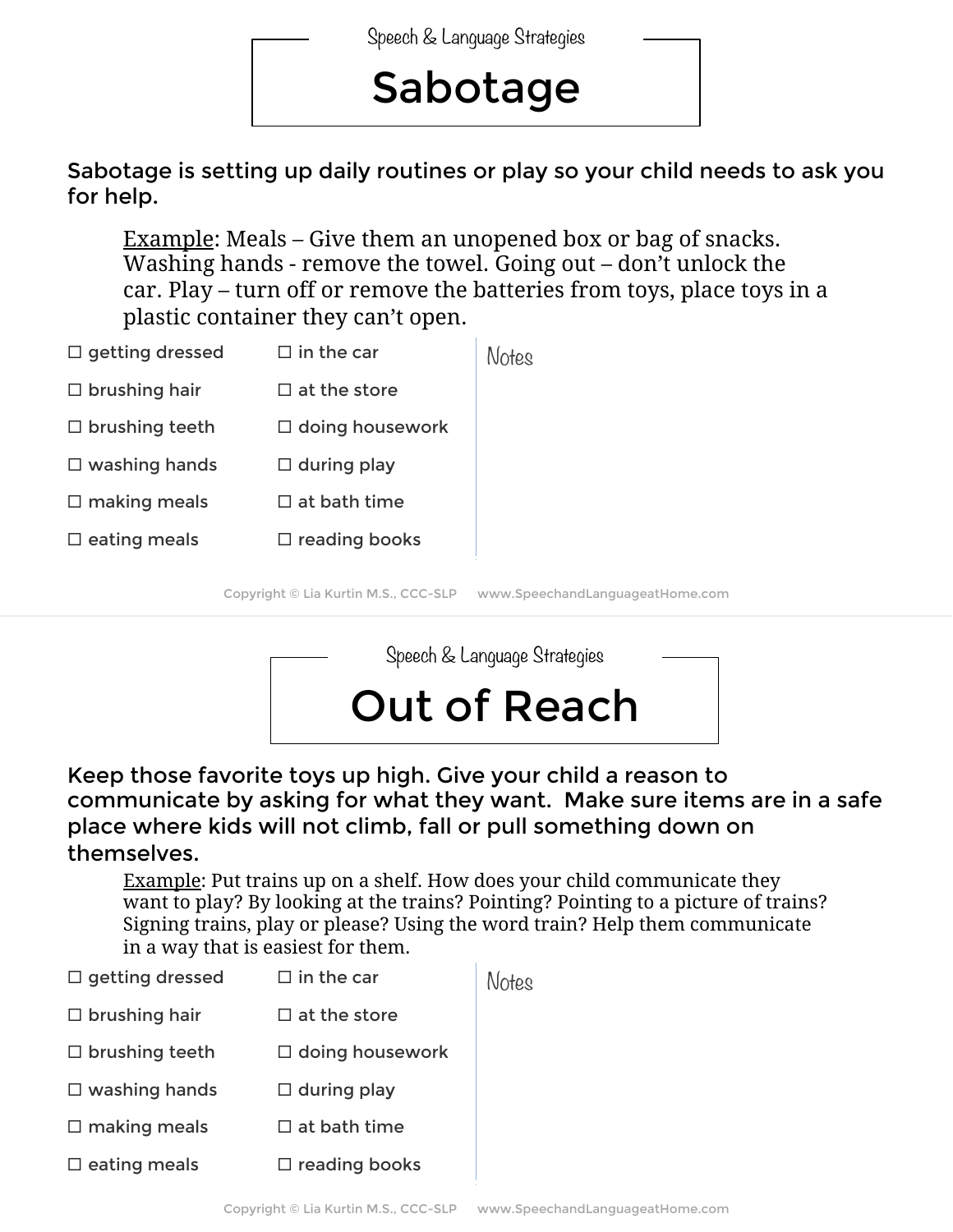Speech & Language Strategies

# Sabotage

Sabotage is setting up daily routines or play so your child needs to ask you for help.

> Example: Meals – Give them an unopened box or bag of snacks. Washing hands - remove the towel. Going out – don't unlock the car. Play – turn off or remove the batteries from toys, place toys in a plastic container they can't open.

- ☐ getting dressed
- ☐ brushing hair
- ☐ brushing teeth
- ☐ washing hands
- ☐ making meals
- ☐ eating meals
- ☐ in the car
- ☐ at the store
- ☐ doing housework
- ☐ during play
- ☐ at bath time
- ☐ reading books

Notes

Copyright © Lia Kurtin M.S., CCC-SLP www.SpeechandLanguageatHome.com

Speech & Language Strategies

# Out of Reach

Keep those favorite toys up high. Give your child a reason to communicate by asking for what they want. Make sure items are in a safe place where kids will not climb, fall or pull something down on themselves.

> Example: Put trains up on a shelf. How does your child communicate they want to play? By looking at the trains? Pointing? Pointing to a picture of trains? Signing trains, play or please? Using the word train? Help them communicate in a way that is easiest for them.

- ☐ getting dressed
- ☐ brushing hair
- ☐ brushing teeth
- ☐ washing hands
- ☐ making meals
- ☐ eating meals
- ☐ in the car
- ☐ at the store
- ☐ doing housework
- ☐ during play
- ☐ at bath time
- ☐ reading books

Notes

Copyright © Lia Kurtin M.S., CCC-SLP www.SpeechandLanguageatHome.com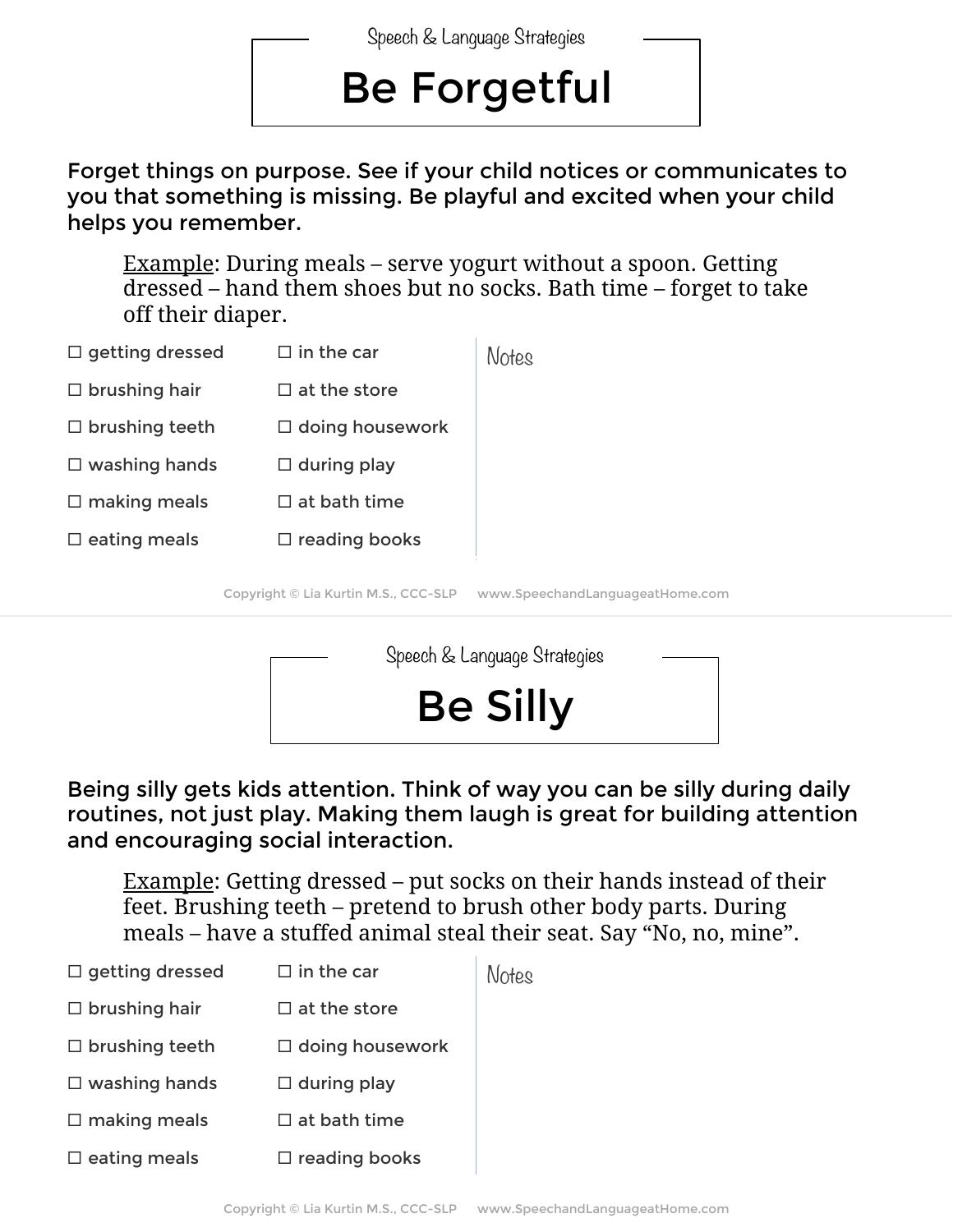Speech & Language Strategies

# Be Forgetful

Forget things on purpose. See if your child notices or communicates to you that something is missing. Be playful and excited when your child helps you remember.

> Example: During meals – serve yogurt without a spoon. Getting dressed – hand them shoes but no socks. Bath time – forget to take off their diaper.

- ☐ getting dressed
- ☐ brushing hair
- ☐ brushing teeth
- ☐ washing hands
- ☐ making meals
- ☐ eating meals
- ☐ in the car
- ☐ at the store
- ☐ doing housework
- ☐ during play
- ☐ at bath time
- ☐ reading books

Notes

Copyright © Lia Kurtin M.S., CCC-SLP www.SpeechandLanguageatHome.com

Speech & Language Strategies

# Be Silly

Being silly gets kids attention. Think of way you can be silly during daily routines, not just play. Making them laugh is great for building attention and encouraging social interaction.

> Example: Getting dressed – put socks on their hands instead of their feet. Brushing teeth – pretend to brush other body parts. During meals – have a stuffed animal steal their seat. Say "No, no, mine".

- ☐ getting dressed
- ☐ brushing hair
- ☐ brushing teeth
- ☐ washing hands
- ☐ making meals
- ☐ eating meals
- ☐ in the car
- ☐ at the store
- ☐ doing housework
- ☐ during play
- ☐ at bath time
- ☐ reading books

Notes

Copyright © Lia Kurtin M.S., CCC-SLP www.SpeechandLanguageatHome.com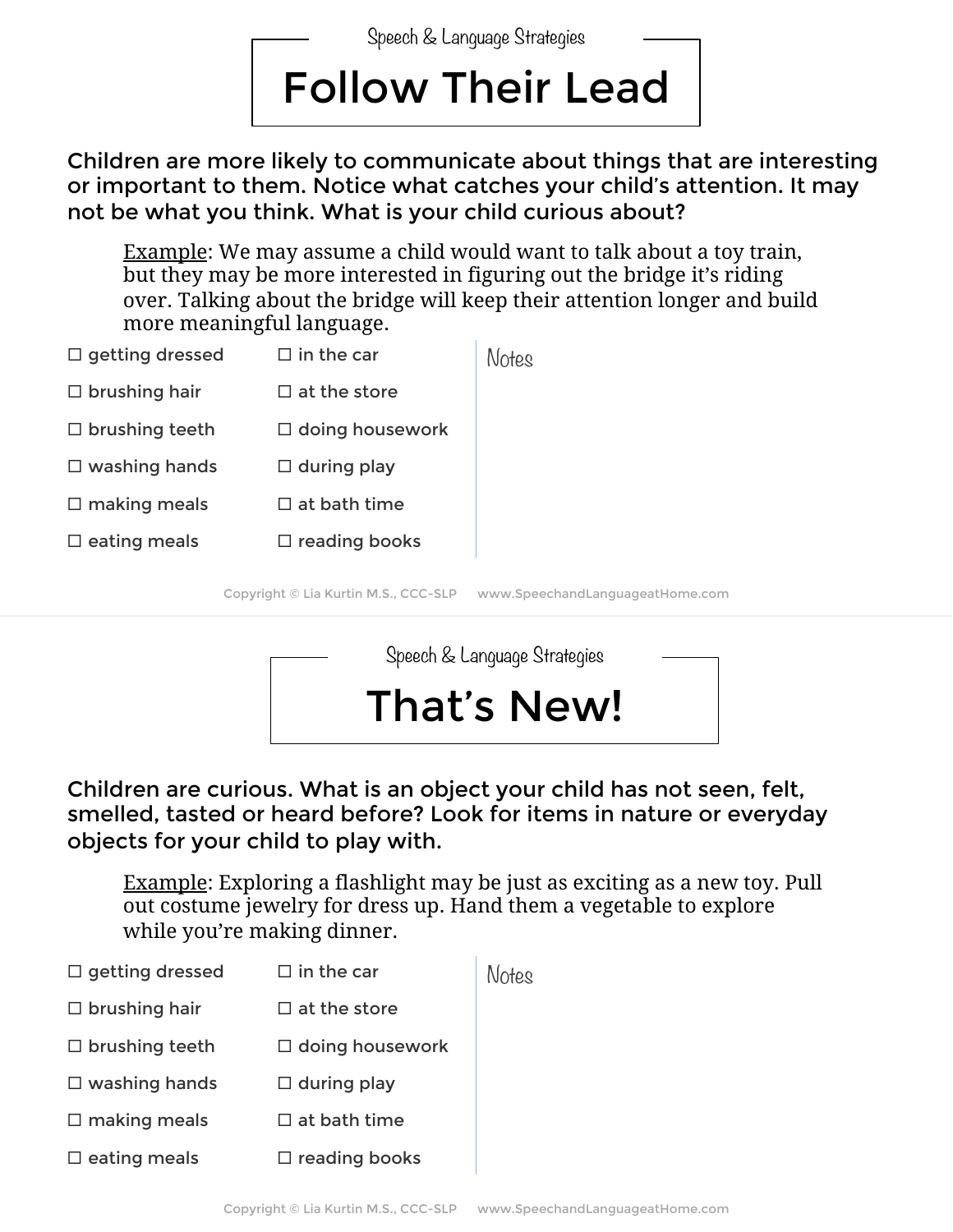Speech & Language Strategies

# Follow Their Lead

**Children are more likely to communicate about things that are interesting or important to them. Notice what catches your child's attention. It may not be what you think. What is your child curious about?**

> Example: We may assume a child would want to talk about a toy train, but they may be more interested in figuring out the bridge it's riding over. Talking about the bridge will keep their attention longer and build more meaningful language.

- ☐ getting dressed
- ☐ brushing hair
- ☐ brushing teeth
- ☐ washing hands
- ☐ making meals
- ☐ eating meals
- ☐ in the car
- ☐ at the store
- ☐ doing housework
- ☐ during play
- ☐ at bath time
- ☐ reading books

Notes

Copyright © Lia Kurtin M.S., CCC-SLP www.SpeechandLanguageatHome.com

Speech & Language Strategies

# That's New!

**Children are curious. What is an object your child has not seen, felt, smelled, tasted or heard before? Look for items in nature or everyday objects for your child to play with.**

> Example: Exploring a flashlight may be just as exciting as a new toy. Pull out costume jewelry for dress up. Hand them a vegetable to explore while you're making dinner.

- ☐ getting dressed
- ☐ brushing hair
- ☐ brushing teeth
- ☐ washing hands
- ☐ making meals
- ☐ eating meals
- ☐ in the car
- ☐ at the store
- ☐ doing housework
- ☐ during play
- ☐ at bath time
- ☐ reading books

Notes

Copyright © Lia Kurtin M.S., CCC-SLP www.SpeechandLanguageatHome.com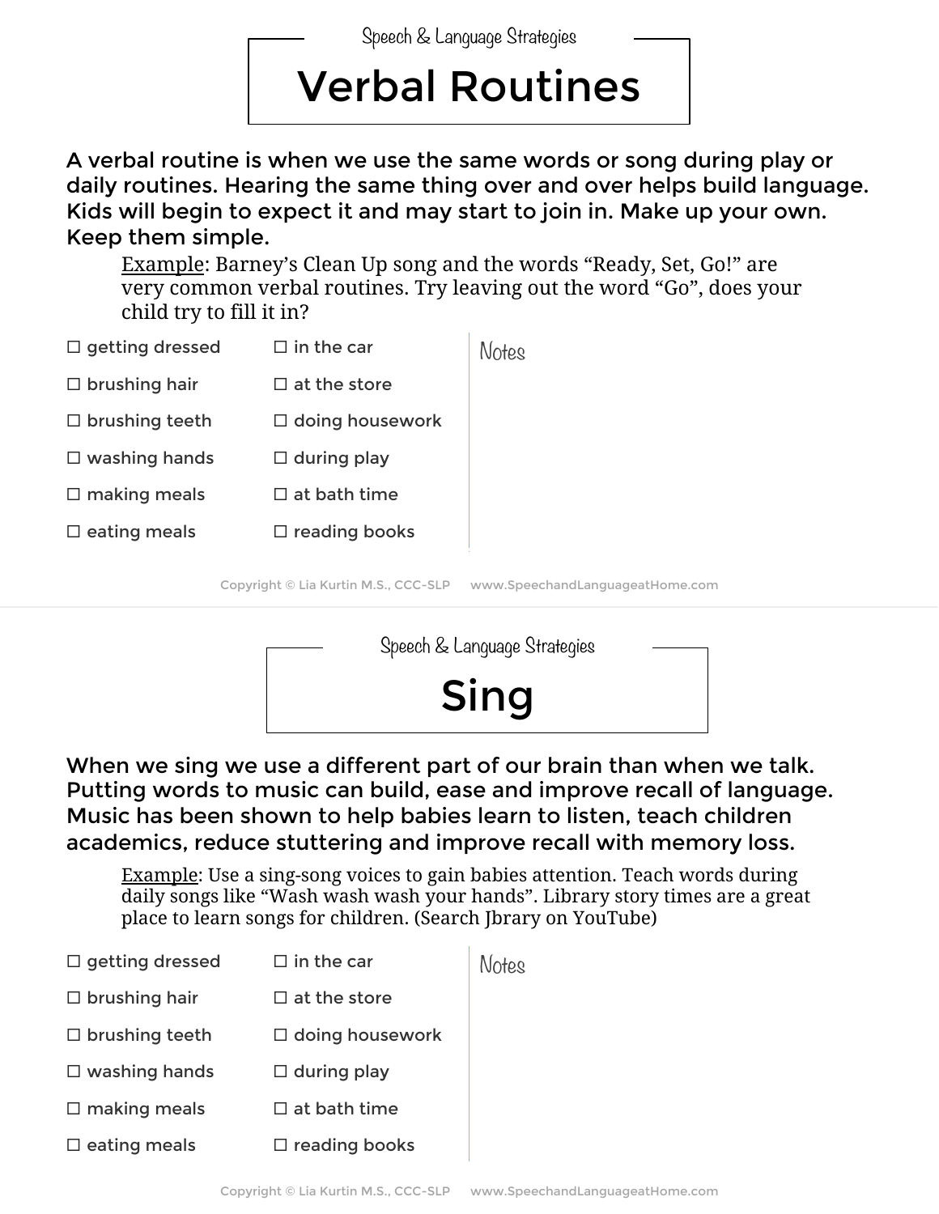Speech & Language Strategies

# Verbal Routines

A verbal routine is when we use the same words or song during play or daily routines. Hearing the same thing over and over helps build language. Kids will begin to expect it and may start to join in. Make up your own. Keep them simple.

> Example: Barney's Clean Up song and the words "Ready, Set, Go!" are very common verbal routines. Try leaving out the word "Go", does your child try to fill it in?

- ☐ getting dressed
- ☐ brushing hair
- ☐ brushing teeth
- ☐ washing hands
- ☐ making meals
- ☐ eating meals
- ☐ in the car
- ☐ at the store
- ☐ doing housework
- ☐ during play
- ☐ at bath time
- ☐ reading books

Notes

Copyright © Lia Kurtin M.S., CCC-SLP www.SpeechandLanguageatHome.com

Speech & Language Strategies

# Sing

When we sing we use a different part of our brain than when we talk. Putting words to music can build, ease and improve recall of language. Music has been shown to help babies learn to listen, teach children academics, reduce stuttering and improve recall with memory loss.

> Example: Use a sing-song voices to gain babies attention. Teach words during daily songs like "Wash wash wash your hands". Library story times are a great place to learn songs for children. (Search Jbrary on YouTube)

- ☐ getting dressed
- ☐ brushing hair
- ☐ brushing teeth
- ☐ washing hands
- ☐ making meals
- ☐ eating meals
- ☐ in the car
- ☐ at the store
- ☐ doing housework
- ☐ during play
- ☐ at bath time
- ☐ reading books

Notes

Copyright © Lia Kurtin M.S., CCC-SLP www.SpeechandLanguageatHome.com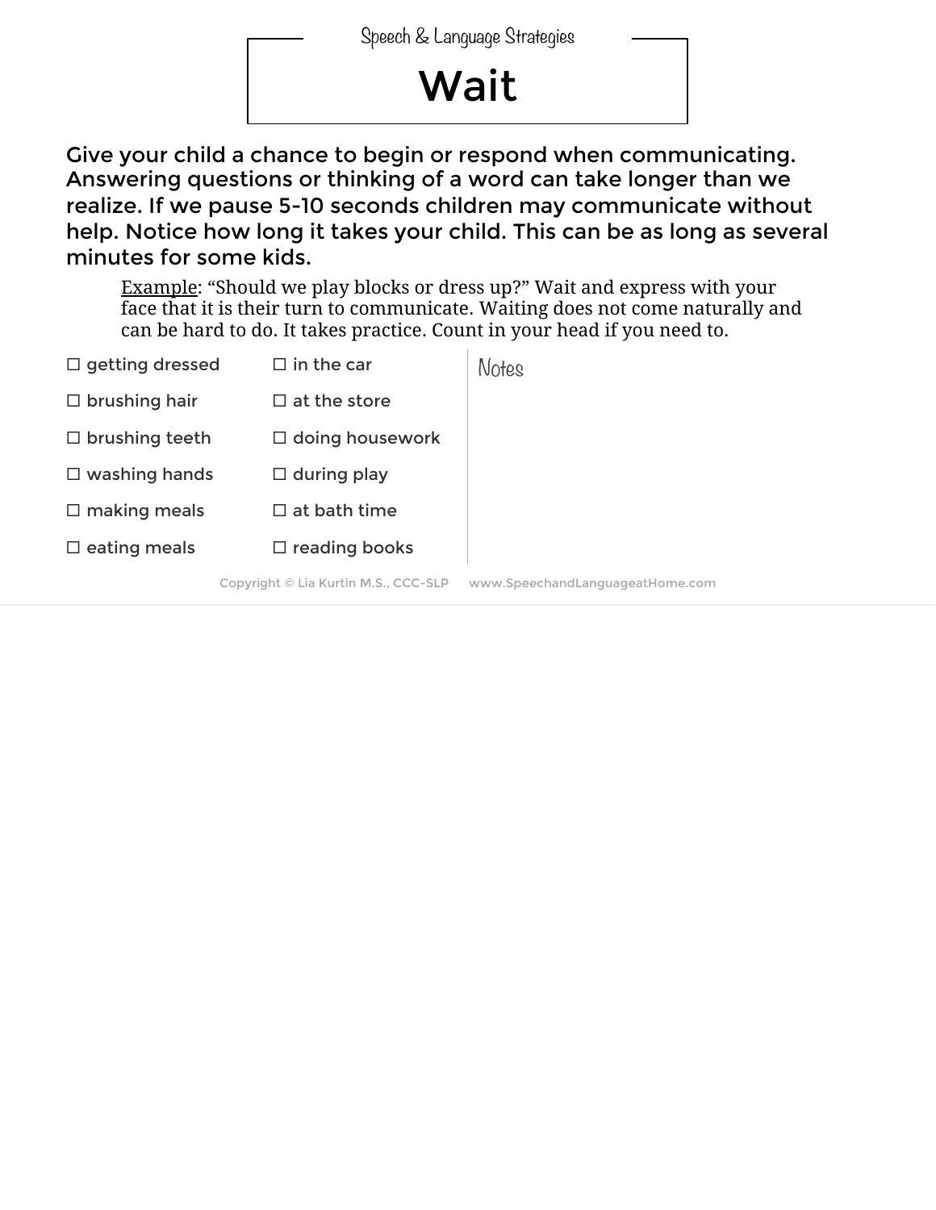Speech & Language Strategies

# Wait

Give your child a chance to begin or respond when communicating. Answering questions or thinking of a word can take longer than we realize. If we pause 5-10 seconds children may communicate without help. Notice how long it takes your child. This can be as long as several minutes for some kids.

> Example: "Should we play blocks or dress up?" Wait and express with your face that it is their turn to communicate. Waiting does not come naturally and can be hard to do. It takes practice. Count in your head if you need to.

- ☐ getting dressed
- ☐ brushing hair
- ☐ brushing teeth
- ☐ washing hands
- ☐ making meals
- ☐ eating meals
- ☐ in the car
- ☐ at the store
- ☐ doing housework
- ☐ during play
- ☐ at bath time
- ☐ reading books

Notes

Copyright © Lia Kurtin M.S., CCC-SLP www.SpeechandLanguageatHome.com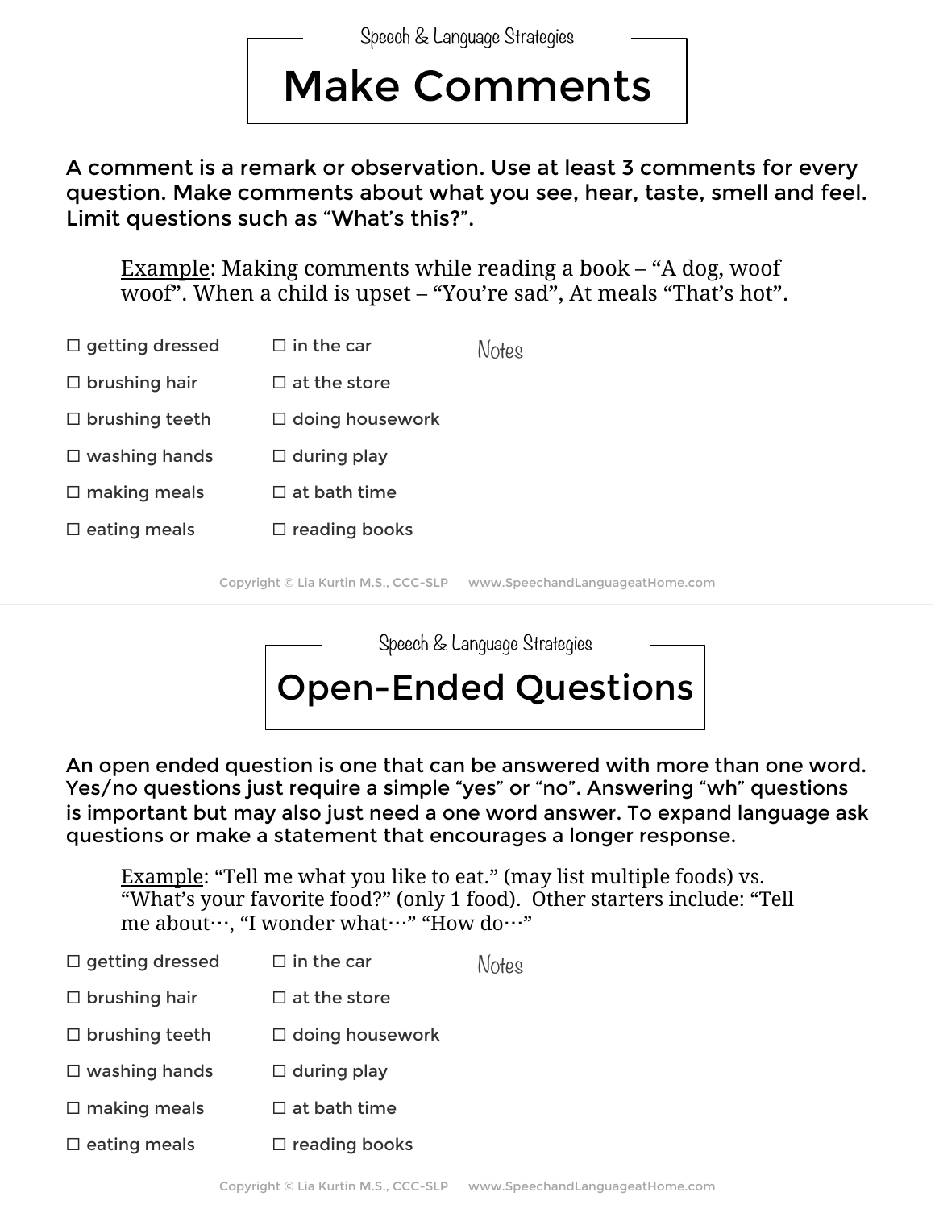Speech & Language Strategies

# Make Comments

A comment is a remark or observation. Use at least 3 comments for every question. Make comments about what you see, hear, taste, smell and feel. Limit questions such as "What's this?".

> <u>Example</u>: Making comments while reading a book – "A dog, woof woof". When a child is upset – "You're sad", At meals "That's hot".

- ☐ getting dressed
- ☐ brushing hair
- ☐ brushing teeth
- ☐ washing hands
- ☐ making meals
- ☐ eating meals
- ☐ in the car
- ☐ at the store
- ☐ doing housework
- ☐ during play
- ☐ at bath time
- ☐ reading books

Notes

Copyright © Lia Kurtin M.S., CCC-SLP    www.SpeechandLanguageatHome.com

Speech & Language Strategies

# Open-Ended Questions

An open ended question is one that can be answered with more than one word. Yes/no questions just require a simple "yes" or "no". Answering "wh" questions is important but may also just need a one word answer. To expand language ask questions or make a statement that encourages a longer response.

> <u>Example</u>: "Tell me what you like to eat." (may list multiple foods) vs. "What's your favorite food?" (only 1 food). Other starters include: "Tell me about…, "I wonder what…" "How do…"

- ☐ getting dressed
- ☐ brushing hair
- ☐ brushing teeth
- ☐ washing hands
- ☐ making meals
- ☐ eating meals
- ☐ in the car
- ☐ at the store
- ☐ doing housework
- ☐ during play
- ☐ at bath time
- ☐ reading books

Notes

Copyright © Lia Kurtin M.S., CCC-SLP    www.SpeechandLanguageatHome.com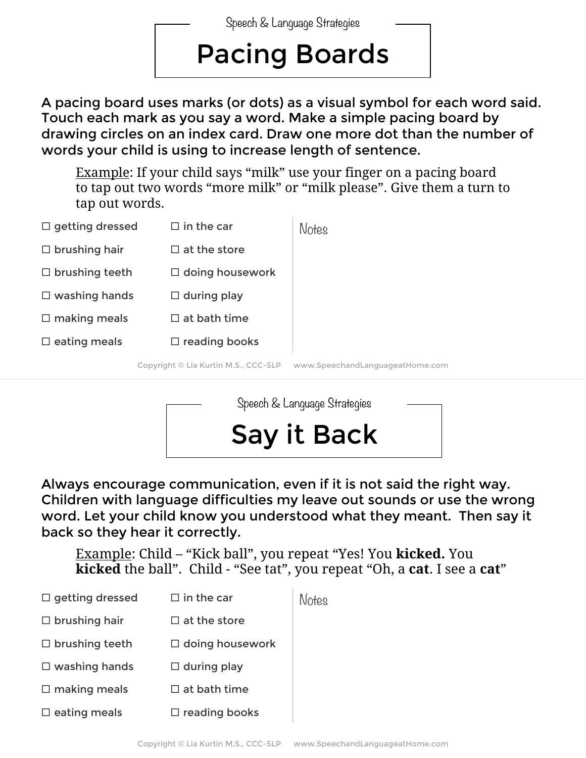Speech & Language Strategies

# Pacing Boards

A pacing board uses marks (or dots) as a visual symbol for each word said. Touch each mark as you say a word. Make a simple pacing board by drawing circles on an index card. Draw one more dot than the number of words your child is using to increase length of sentence.

> Example: If your child says "milk" use your finger on a pacing board to tap out two words "more milk" or "milk please". Give them a turn to tap out words.

☐ getting dressed
☐ brushing hair
☐ brushing teeth
☐ washing hands
☐ making meals
☐ eating meals
☐ in the car
☐ at the store
☐ doing housework
☐ during play
☐ at bath time
☐ reading books

Notes

Copyright © Lia Kurtin M.S., CCC-SLP www.SpeechandLanguageatHome.com

---

Speech & Language Strategies

# Say it Back

Always encourage communication, even if it is not said the right way. Children with language difficulties my leave out sounds or use the wrong word. Let your child know you understood what they meant. Then say it back so they hear it correctly.

> Example: Child – "Kick ball", you repeat "Yes! You **kicked.** You **kicked** the ball". Child - "See tat", you repeat "Oh, a **cat**. I see a **cat**"

☐ getting dressed
☐ brushing hair
☐ brushing teeth
☐ washing hands
☐ making meals
☐ eating meals
☐ in the car
☐ at the store
☐ doing housework
☐ during play
☐ at bath time
☐ reading books

Notes

Copyright © Lia Kurtin M.S., CCC-SLP www.SpeechandLanguageatHome.com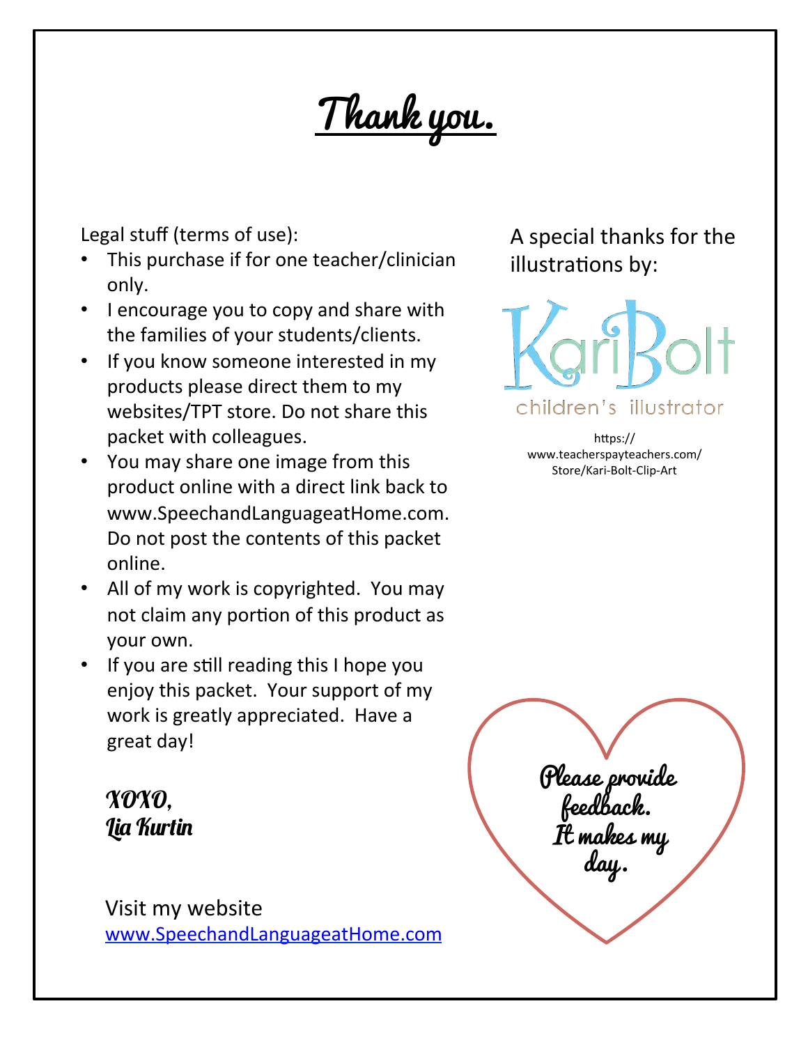# Thank you.

Legal stuff (terms of use):

- This purchase if for one teacher/clinician only.
- I encourage you to copy and share with the families of your students/clients.
- If you know someone interested in my products please direct them to my websites/TPT store. Do not share this packet with colleagues.
- You may share one image from this product online with a direct link back to www.SpeechandLanguageatHome.com. Do not post the contents of this packet online.
- All of my work is copyrighted. You may not claim any portion of this product as your own.
- If you are still reading this I hope you enjoy this packet. Your support of my work is greatly appreciated. Have a great day!

XOXO,
Lia Kurtin

Visit my website
[www.SpeechandLanguageatHome.com](http://www.SpeechandLanguageatHome.com)

A special thanks for the illustrations by:

KariBolt
children's illustrator

https://www.teacherspayteachers.com/Store/Kari-Bolt-Clip-Art

Please provide feedback. It makes my day.